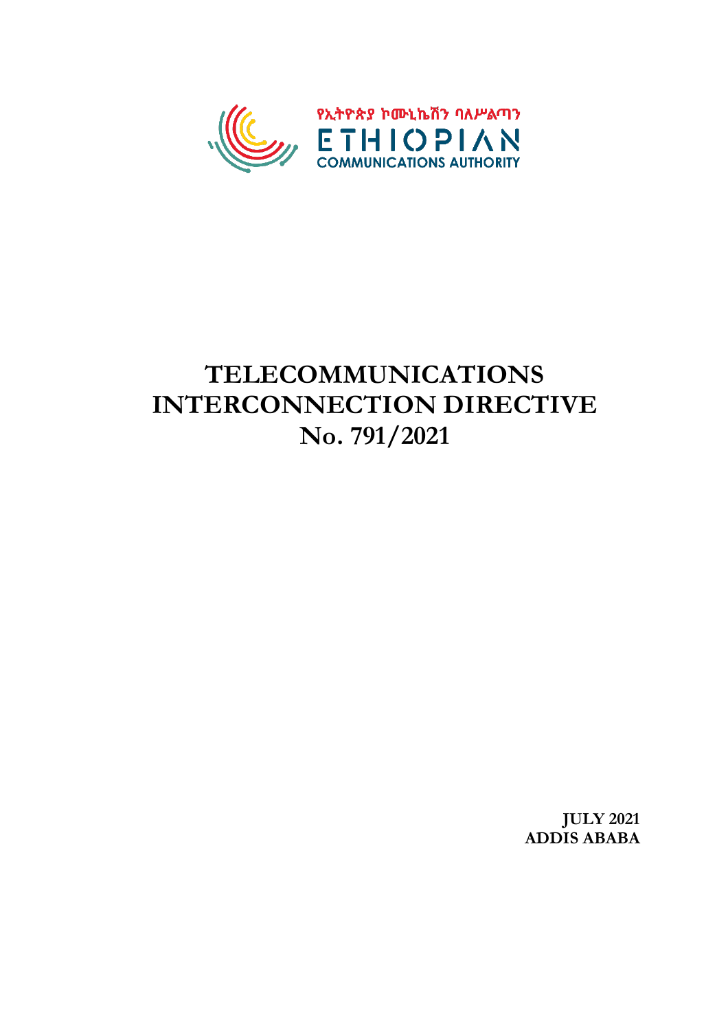የኢትዮጵያ ኮሙኒኬሽን ባለሥልጣን

ETHIOPIAN

COMMUNICATIONS AUTHORITY

# TELECOMMUNICATIONS INTERCONNECTION DIRECTIVE No. 791/2021

**JULY 2021**
**ADDIS ABABA**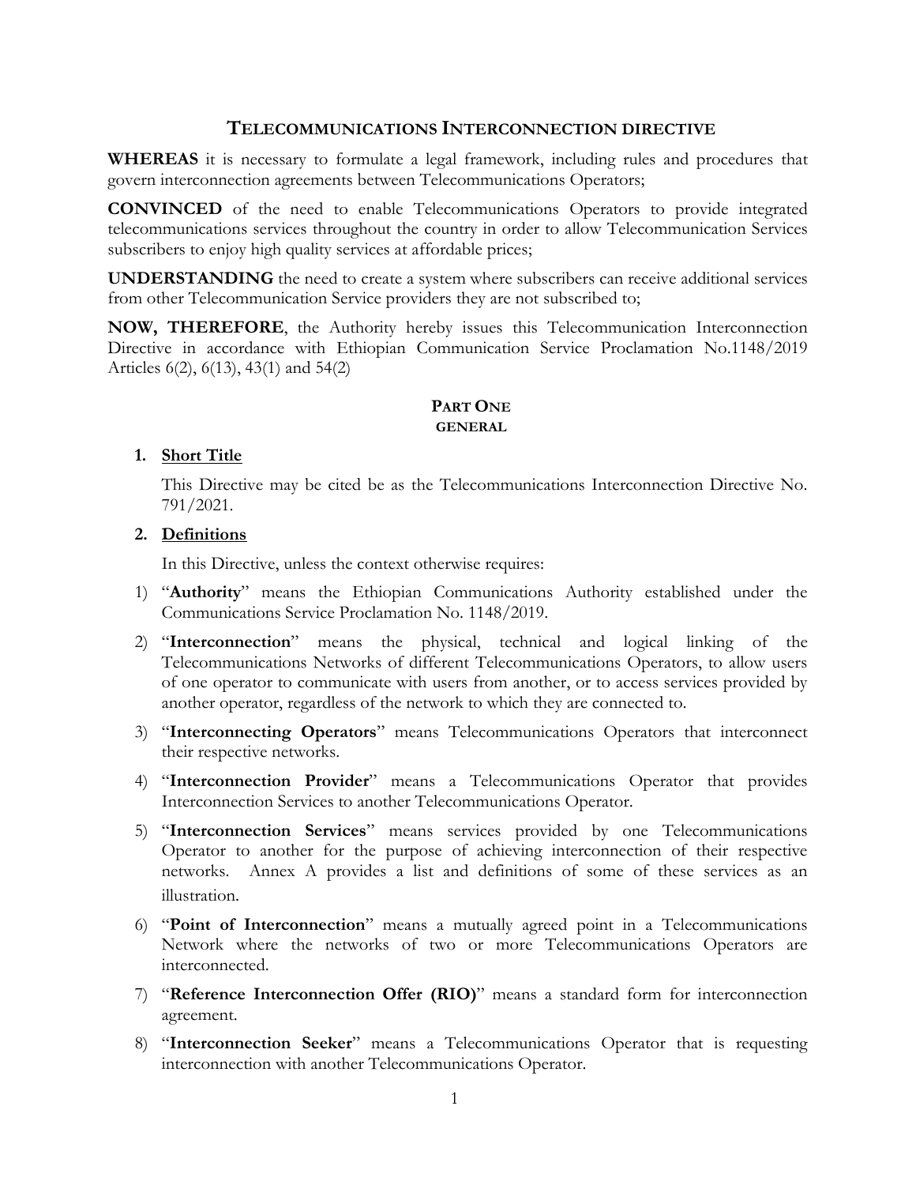# TELECOMMUNICATIONS INTERCONNECTION DIRECTIVE

**WHEREAS** it is necessary to formulate a legal framework, including rules and procedures that govern interconnection agreements between Telecommunications Operators;

**CONVINCED** of the need to enable Telecommunications Operators to provide integrated telecommunications services throughout the country in order to allow Telecommunication Services subscribers to enjoy high quality services at affordable prices;

**UNDERSTANDING** the need to create a system where subscribers can receive additional services from other Telecommunication Service providers they are not subscribed to;

**NOW, THEREFORE**, the Authority hereby issues this Telecommunication Interconnection Directive in accordance with Ethiopian Communication Service Proclamation No.1148/2019 Articles 6(2), 6(13), 43(1) and 54(2)

## PART ONE
### GENERAL

**1. Short Title**

This Directive may be cited be as the Telecommunications Interconnection Directive No. 791/2021.

**2. Definitions**

In this Directive, unless the context otherwise requires:

1) "**Authority**" means the Ethiopian Communications Authority established under the Communications Service Proclamation No. 1148/2019.
2) "**Interconnection**" means the physical, technical and logical linking of the Telecommunications Networks of different Telecommunications Operators, to allow users of one operator to communicate with users from another, or to access services provided by another operator, regardless of the network to which they are connected to.
3) "**Interconnecting Operators**" means Telecommunications Operators that interconnect their respective networks.
4) "**Interconnection Provider**" means a Telecommunications Operator that provides Interconnection Services to another Telecommunications Operator.
5) "**Interconnection Services**" means services provided by one Telecommunications Operator to another for the purpose of achieving interconnection of their respective networks. Annex A provides a list and definitions of some of these services as an illustration.
6) "**Point of Interconnection**" means a mutually agreed point in a Telecommunications Network where the networks of two or more Telecommunications Operators are interconnected.
7) "**Reference Interconnection Offer (RIO)**" means a standard form for interconnection agreement.
8) "**Interconnection Seeker**" means a Telecommunications Operator that is requesting interconnection with another Telecommunications Operator.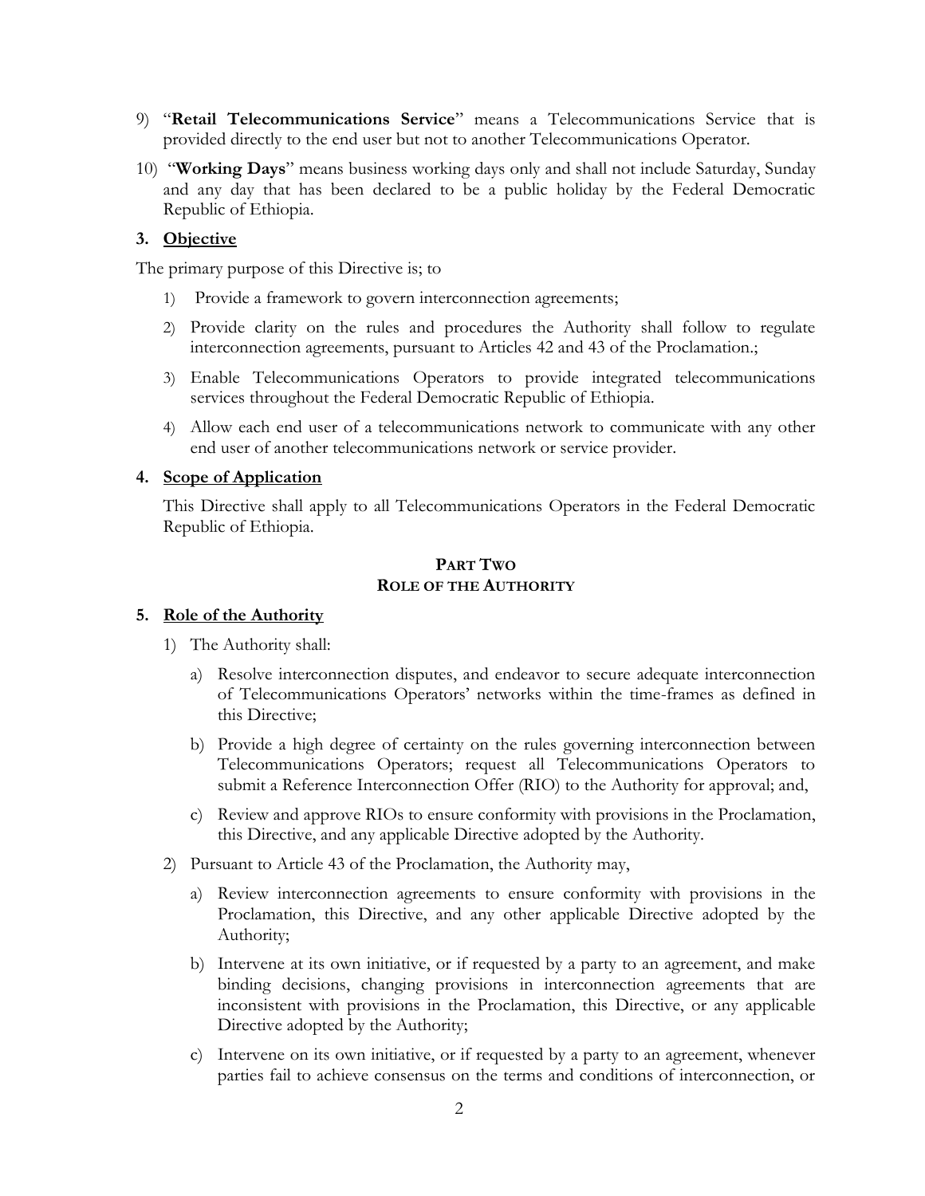9) "**Retail Telecommunications Service**" means a Telecommunications Service that is provided directly to the end user but not to another Telecommunications Operator.

10) "**Working Days**" means business working days only and shall not include Saturday, Sunday and any day that has been declared to be a public holiday by the Federal Democratic Republic of Ethiopia.

### 3. Objective

The primary purpose of this Directive is; to

1) Provide a framework to govern interconnection agreements;
2) Provide clarity on the rules and procedures the Authority shall follow to regulate interconnection agreements, pursuant to Articles 42 and 43 of the Proclamation.;
3) Enable Telecommunications Operators to provide integrated telecommunications services throughout the Federal Democratic Republic of Ethiopia.
4) Allow each end user of a telecommunications network to communicate with any other end user of another telecommunications network or service provider.

### 4. Scope of Application

This Directive shall apply to all Telecommunications Operators in the Federal Democratic Republic of Ethiopia.

## PART TWO
## ROLE OF THE AUTHORITY

### 5. Role of the Authority

1) The Authority shall:
   a) Resolve interconnection disputes, and endeavor to secure adequate interconnection of Telecommunications Operators' networks within the time-frames as defined in this Directive;
   b) Provide a high degree of certainty on the rules governing interconnection between Telecommunications Operators; request all Telecommunications Operators to submit a Reference Interconnection Offer (RIO) to the Authority for approval; and,
   c) Review and approve RIOs to ensure conformity with provisions in the Proclamation, this Directive, and any applicable Directive adopted by the Authority.
2) Pursuant to Article 43 of the Proclamation, the Authority may,
   a) Review interconnection agreements to ensure conformity with provisions in the Proclamation, this Directive, and any other applicable Directive adopted by the Authority;
   b) Intervene at its own initiative, or if requested by a party to an agreement, and make binding decisions, changing provisions in interconnection agreements that are inconsistent with provisions in the Proclamation, this Directive, or any applicable Directive adopted by the Authority;
   c) Intervene on its own initiative, or if requested by a party to an agreement, whenever parties fail to achieve consensus on the terms and conditions of interconnection, or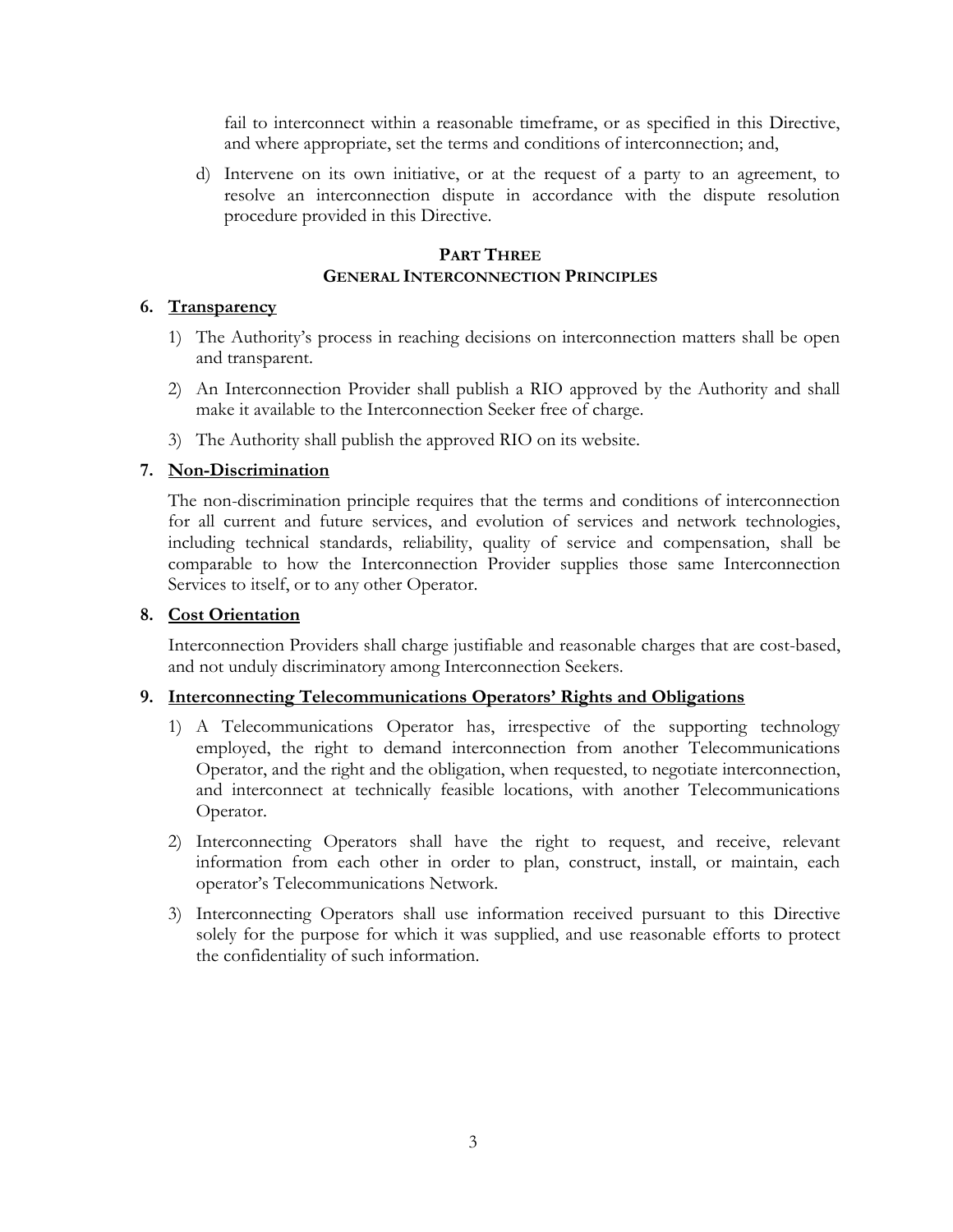fail to interconnect within a reasonable timeframe, or as specified in this Directive, and where appropriate, set the terms and conditions of interconnection; and,

d) Intervene on its own initiative, or at the request of a party to an agreement, to resolve an interconnection dispute in accordance with the dispute resolution procedure provided in this Directive.

## PART THREE
## GENERAL INTERCONNECTION PRINCIPLES

### 6. Transparency

1) The Authority's process in reaching decisions on interconnection matters shall be open and transparent.

2) An Interconnection Provider shall publish a RIO approved by the Authority and shall make it available to the Interconnection Seeker free of charge.

3) The Authority shall publish the approved RIO on its website.

### 7. Non-Discrimination

The non-discrimination principle requires that the terms and conditions of interconnection for all current and future services, and evolution of services and network technologies, including technical standards, reliability, quality of service and compensation, shall be comparable to how the Interconnection Provider supplies those same Interconnection Services to itself, or to any other Operator.

### 8. Cost Orientation

Interconnection Providers shall charge justifiable and reasonable charges that are cost-based, and not unduly discriminatory among Interconnection Seekers.

### 9. Interconnecting Telecommunications Operators' Rights and Obligations

1) A Telecommunications Operator has, irrespective of the supporting technology employed, the right to demand interconnection from another Telecommunications Operator, and the right and the obligation, when requested, to negotiate interconnection, and interconnect at technically feasible locations, with another Telecommunications Operator.

2) Interconnecting Operators shall have the right to request, and receive, relevant information from each other in order to plan, construct, install, or maintain, each operator's Telecommunications Network.

3) Interconnecting Operators shall use information received pursuant to this Directive solely for the purpose for which it was supplied, and use reasonable efforts to protect the confidentiality of such information.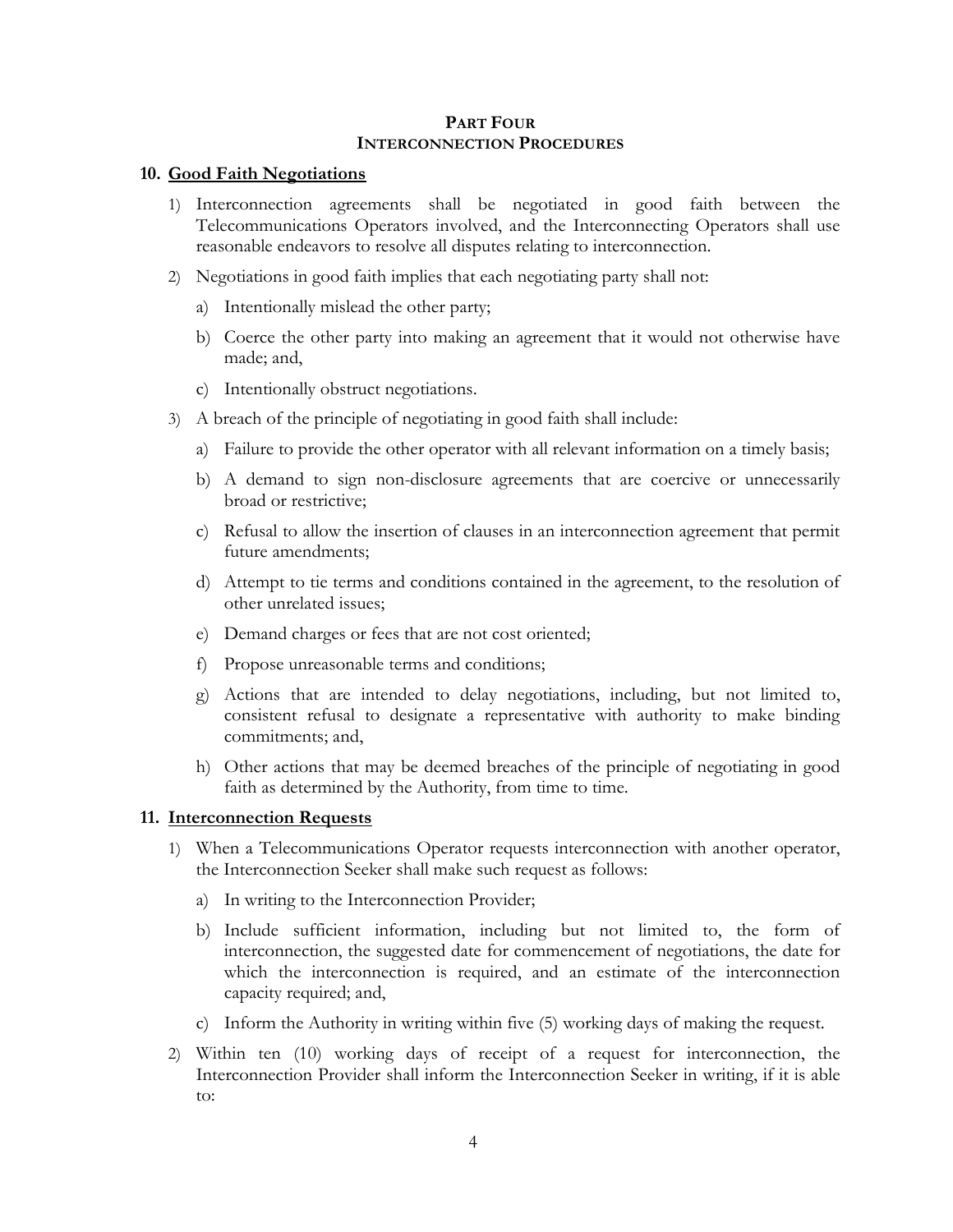## PART FOUR
## INTERCONNECTION PROCEDURES

### 10. Good Faith Negotiations

1) Interconnection agreements shall be negotiated in good faith between the Telecommunications Operators involved, and the Interconnecting Operators shall use reasonable endeavors to resolve all disputes relating to interconnection.

2) Negotiations in good faith implies that each negotiating party shall not:

   a) Intentionally mislead the other party;

   b) Coerce the other party into making an agreement that it would not otherwise have made; and,

   c) Intentionally obstruct negotiations.

3) A breach of the principle of negotiating in good faith shall include:

   a) Failure to provide the other operator with all relevant information on a timely basis;

   b) A demand to sign non-disclosure agreements that are coercive or unnecessarily broad or restrictive;

   c) Refusal to allow the insertion of clauses in an interconnection agreement that permit future amendments;

   d) Attempt to tie terms and conditions contained in the agreement, to the resolution of other unrelated issues;

   e) Demand charges or fees that are not cost oriented;

   f) Propose unreasonable terms and conditions;

   g) Actions that are intended to delay negotiations, including, but not limited to, consistent refusal to designate a representative with authority to make binding commitments; and,

   h) Other actions that may be deemed breaches of the principle of negotiating in good faith as determined by the Authority, from time to time.

### 11. Interconnection Requests

1) When a Telecommunications Operator requests interconnection with another operator, the Interconnection Seeker shall make such request as follows:

   a) In writing to the Interconnection Provider;

   b) Include sufficient information, including but not limited to, the form of interconnection, the suggested date for commencement of negotiations, the date for which the interconnection is required, and an estimate of the interconnection capacity required; and,

   c) Inform the Authority in writing within five (5) working days of making the request.

2) Within ten (10) working days of receipt of a request for interconnection, the Interconnection Provider shall inform the Interconnection Seeker in writing, if it is able to: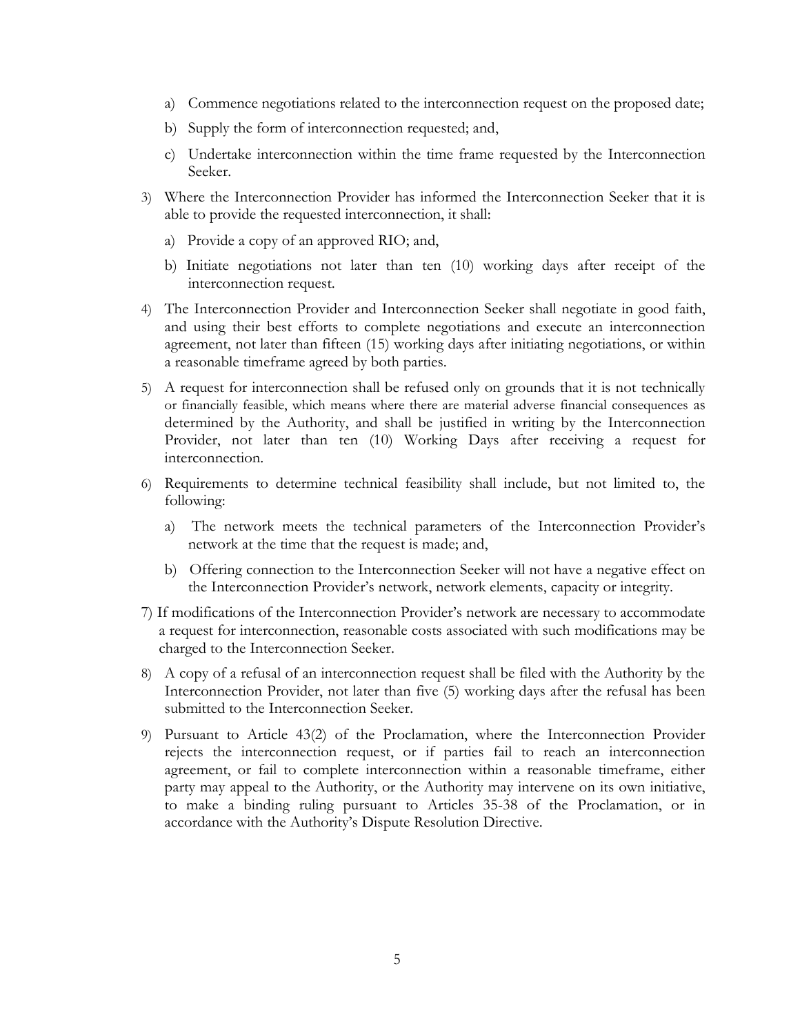a) Commence negotiations related to the interconnection request on the proposed date;

b) Supply the form of interconnection requested; and,

c) Undertake interconnection within the time frame requested by the Interconnection Seeker.

3) Where the Interconnection Provider has informed the Interconnection Seeker that it is able to provide the requested interconnection, it shall:

   a) Provide a copy of an approved RIO; and,

   b) Initiate negotiations not later than ten (10) working days after receipt of the interconnection request.

4) The Interconnection Provider and Interconnection Seeker shall negotiate in good faith, and using their best efforts to complete negotiations and execute an interconnection agreement, not later than fifteen (15) working days after initiating negotiations, or within a reasonable timeframe agreed by both parties.

5) A request for interconnection shall be refused only on grounds that it is not technically or financially feasible, which means where there are material adverse financial consequences as determined by the Authority, and shall be justified in writing by the Interconnection Provider, not later than ten (10) Working Days after receiving a request for interconnection.

6) Requirements to determine technical feasibility shall include, but not limited to, the following:

   a) The network meets the technical parameters of the Interconnection Provider's network at the time that the request is made; and,

   b) Offering connection to the Interconnection Seeker will not have a negative effect on the Interconnection Provider's network, network elements, capacity or integrity.

7) If modifications of the Interconnection Provider's network are necessary to accommodate a request for interconnection, reasonable costs associated with such modifications may be charged to the Interconnection Seeker.

8) A copy of a refusal of an interconnection request shall be filed with the Authority by the Interconnection Provider, not later than five (5) working days after the refusal has been submitted to the Interconnection Seeker.

9) Pursuant to Article 43(2) of the Proclamation, where the Interconnection Provider rejects the interconnection request, or if parties fail to reach an interconnection agreement, or fail to complete interconnection within a reasonable timeframe, either party may appeal to the Authority, or the Authority may intervene on its own initiative, to make a binding ruling pursuant to Articles 35-38 of the Proclamation, or in accordance with the Authority's Dispute Resolution Directive.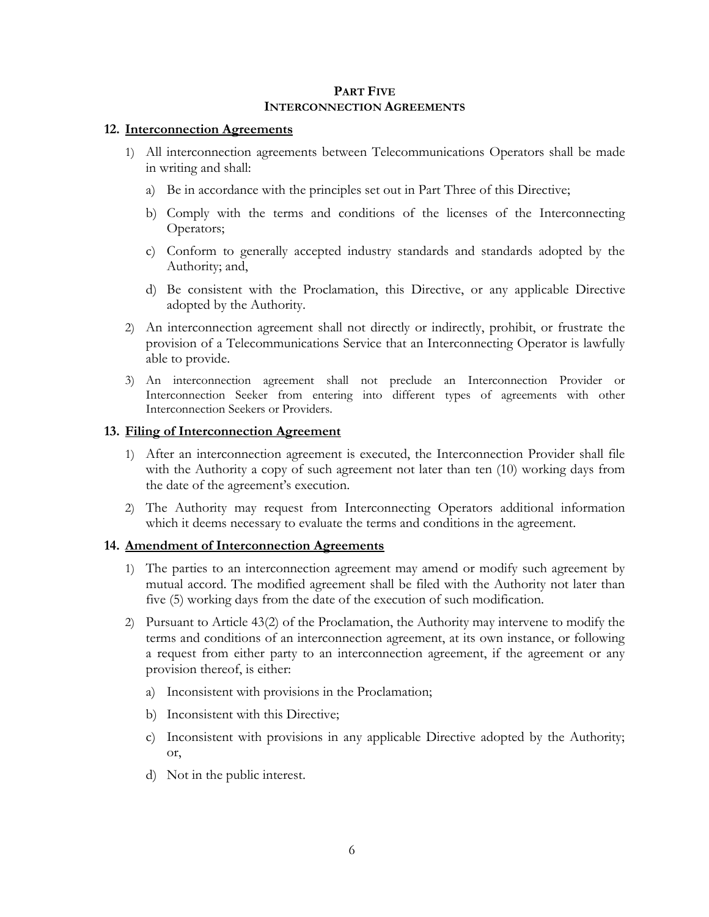# PART FIVE
# INTERCONNECTION AGREEMENTS

## 12. Interconnection Agreements

1) All interconnection agreements between Telecommunications Operators shall be made in writing and shall:

   a) Be in accordance with the principles set out in Part Three of this Directive;

   b) Comply with the terms and conditions of the licenses of the Interconnecting Operators;

   c) Conform to generally accepted industry standards and standards adopted by the Authority; and,

   d) Be consistent with the Proclamation, this Directive, or any applicable Directive adopted by the Authority.

2) An interconnection agreement shall not directly or indirectly, prohibit, or frustrate the provision of a Telecommunications Service that an Interconnecting Operator is lawfully able to provide.

3) An interconnection agreement shall not preclude an Interconnection Provider or Interconnection Seeker from entering into different types of agreements with other Interconnection Seekers or Providers.

## 13. Filing of Interconnection Agreement

1) After an interconnection agreement is executed, the Interconnection Provider shall file with the Authority a copy of such agreement not later than ten (10) working days from the date of the agreement's execution.

2) The Authority may request from Interconnecting Operators additional information which it deems necessary to evaluate the terms and conditions in the agreement.

## 14. Amendment of Interconnection Agreements

1) The parties to an interconnection agreement may amend or modify such agreement by mutual accord. The modified agreement shall be filed with the Authority not later than five (5) working days from the date of the execution of such modification.

2) Pursuant to Article 43(2) of the Proclamation, the Authority may intervene to modify the terms and conditions of an interconnection agreement, at its own instance, or following a request from either party to an interconnection agreement, if the agreement or any provision thereof, is either:

   a) Inconsistent with provisions in the Proclamation;

   b) Inconsistent with this Directive;

   c) Inconsistent with provisions in any applicable Directive adopted by the Authority; or,

   d) Not in the public interest.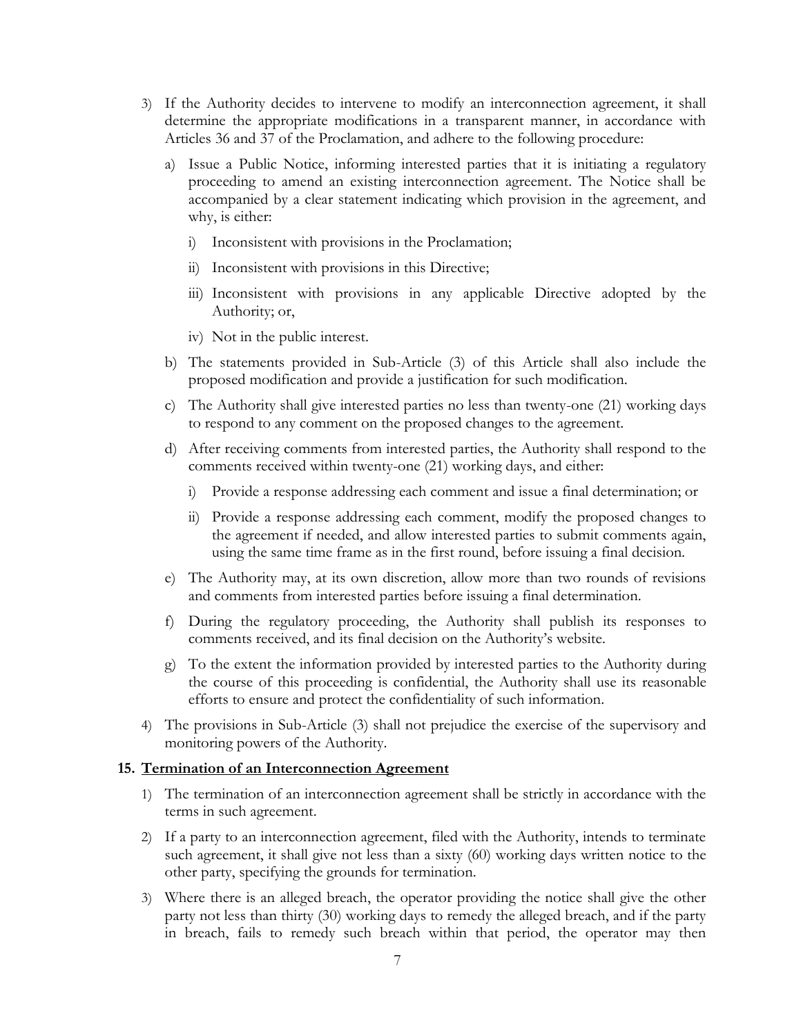3) If the Authority decides to intervene to modify an interconnection agreement, it shall determine the appropriate modifications in a transparent manner, in accordance with Articles 36 and 37 of the Proclamation, and adhere to the following procedure:

   a) Issue a Public Notice, informing interested parties that it is initiating a regulatory proceeding to amend an existing interconnection agreement. The Notice shall be accompanied by a clear statement indicating which provision in the agreement, and why, is either:

      i) Inconsistent with provisions in the Proclamation;

      ii) Inconsistent with provisions in this Directive;

      iii) Inconsistent with provisions in any applicable Directive adopted by the Authority; or,

      iv) Not in the public interest.

   b) The statements provided in Sub-Article (3) of this Article shall also include the proposed modification and provide a justification for such modification.

   c) The Authority shall give interested parties no less than twenty-one (21) working days to respond to any comment on the proposed changes to the agreement.

   d) After receiving comments from interested parties, the Authority shall respond to the comments received within twenty-one (21) working days, and either:

      i) Provide a response addressing each comment and issue a final determination; or

      ii) Provide a response addressing each comment, modify the proposed changes to the agreement if needed, and allow interested parties to submit comments again, using the same time frame as in the first round, before issuing a final decision.

   e) The Authority may, at its own discretion, allow more than two rounds of revisions and comments from interested parties before issuing a final determination.

   f) During the regulatory proceeding, the Authority shall publish its responses to comments received, and its final decision on the Authority's website.

   g) To the extent the information provided by interested parties to the Authority during the course of this proceeding is confidential, the Authority shall use its reasonable efforts to ensure and protect the confidentiality of such information.

4) The provisions in Sub-Article (3) shall not prejudice the exercise of the supervisory and monitoring powers of the Authority.

### 15. Termination of an Interconnection Agreement

1) The termination of an interconnection agreement shall be strictly in accordance with the terms in such agreement.

2) If a party to an interconnection agreement, filed with the Authority, intends to terminate such agreement, it shall give not less than a sixty (60) working days written notice to the other party, specifying the grounds for termination.

3) Where there is an alleged breach, the operator providing the notice shall give the other party not less than thirty (30) working days to remedy the alleged breach, and if the party in breach, fails to remedy such breach within that period, the operator may then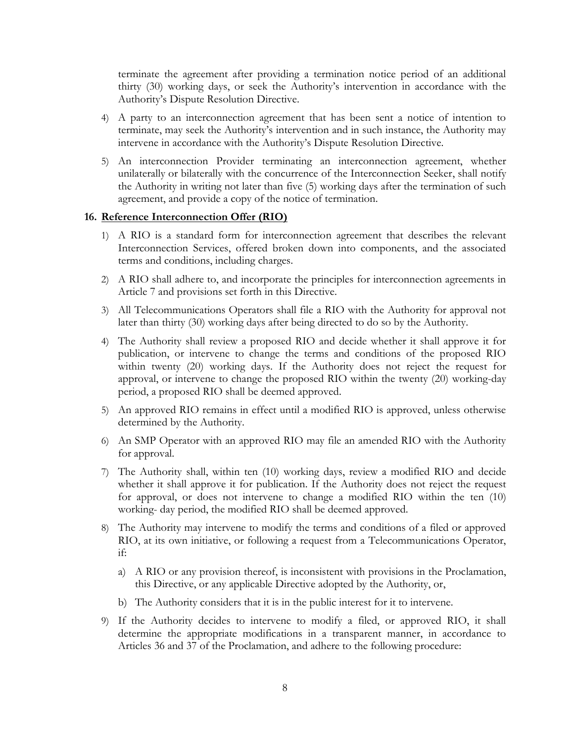terminate the agreement after providing a termination notice period of an additional thirty (30) working days, or seek the Authority's intervention in accordance with the Authority's Dispute Resolution Directive.

4) A party to an interconnection agreement that has been sent a notice of intention to terminate, may seek the Authority's intervention and in such instance, the Authority may intervene in accordance with the Authority's Dispute Resolution Directive.

5) An interconnection Provider terminating an interconnection agreement, whether unilaterally or bilaterally with the concurrence of the Interconnection Seeker, shall notify the Authority in writing not later than five (5) working days after the termination of such agreement, and provide a copy of the notice of termination.

**16. <u>Reference Interconnection Offer (RIO)</u>**

1) A RIO is a standard form for interconnection agreement that describes the relevant Interconnection Services, offered broken down into components, and the associated terms and conditions, including charges.

2) A RIO shall adhere to, and incorporate the principles for interconnection agreements in Article 7 and provisions set forth in this Directive.

3) All Telecommunications Operators shall file a RIO with the Authority for approval not later than thirty (30) working days after being directed to do so by the Authority.

4) The Authority shall review a proposed RIO and decide whether it shall approve it for publication, or intervene to change the terms and conditions of the proposed RIO within twenty (20) working days. If the Authority does not reject the request for approval, or intervene to change the proposed RIO within the twenty (20) working-day period, a proposed RIO shall be deemed approved.

5) An approved RIO remains in effect until a modified RIO is approved, unless otherwise determined by the Authority.

6) An SMP Operator with an approved RIO may file an amended RIO with the Authority for approval.

7) The Authority shall, within ten (10) working days, review a modified RIO and decide whether it shall approve it for publication. If the Authority does not reject the request for approval, or does not intervene to change a modified RIO within the ten (10) working- day period, the modified RIO shall be deemed approved.

8) The Authority may intervene to modify the terms and conditions of a filed or approved RIO, at its own initiative, or following a request from a Telecommunications Operator, if:

   a) A RIO or any provision thereof, is inconsistent with provisions in the Proclamation, this Directive, or any applicable Directive adopted by the Authority, or,

   b) The Authority considers that it is in the public interest for it to intervene.

9) If the Authority decides to intervene to modify a filed, or approved RIO, it shall determine the appropriate modifications in a transparent manner, in accordance to Articles 36 and 37 of the Proclamation, and adhere to the following procedure: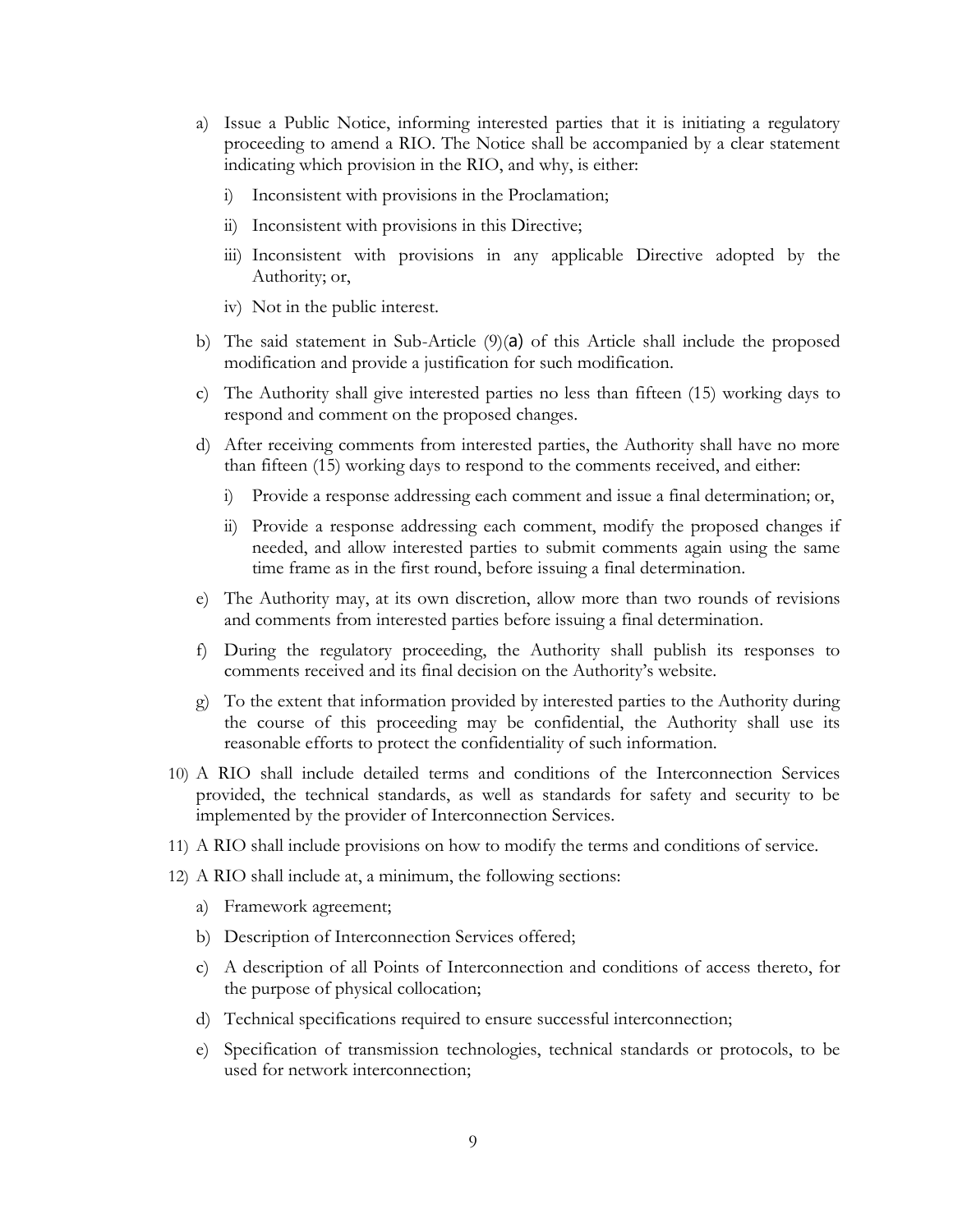a) Issue a Public Notice, informing interested parties that it is initiating a regulatory proceeding to amend a RIO. The Notice shall be accompanied by a clear statement indicating which provision in the RIO, and why, is either:

   i) Inconsistent with provisions in the Proclamation;

   ii) Inconsistent with provisions in this Directive;

   iii) Inconsistent with provisions in any applicable Directive adopted by the Authority; or,

   iv) Not in the public interest.

b) The said statement in Sub-Article (9)(a) of this Article shall include the proposed modification and provide a justification for such modification.

c) The Authority shall give interested parties no less than fifteen (15) working days to respond and comment on the proposed changes.

d) After receiving comments from interested parties, the Authority shall have no more than fifteen (15) working days to respond to the comments received, and either:

   i) Provide a response addressing each comment and issue a final determination; or,

   ii) Provide a response addressing each comment, modify the proposed changes if needed, and allow interested parties to submit comments again using the same time frame as in the first round, before issuing a final determination.

e) The Authority may, at its own discretion, allow more than two rounds of revisions and comments from interested parties before issuing a final determination.

f) During the regulatory proceeding, the Authority shall publish its responses to comments received and its final decision on the Authority's website.

g) To the extent that information provided by interested parties to the Authority during the course of this proceeding may be confidential, the Authority shall use its reasonable efforts to protect the confidentiality of such information.

10) A RIO shall include detailed terms and conditions of the Interconnection Services provided, the technical standards, as well as standards for safety and security to be implemented by the provider of Interconnection Services.

11) A RIO shall include provisions on how to modify the terms and conditions of service.

12) A RIO shall include at, a minimum, the following sections:

   a) Framework agreement;

   b) Description of Interconnection Services offered;

   c) A description of all Points of Interconnection and conditions of access thereto, for the purpose of physical collocation;

   d) Technical specifications required to ensure successful interconnection;

   e) Specification of transmission technologies, technical standards or protocols, to be used for network interconnection;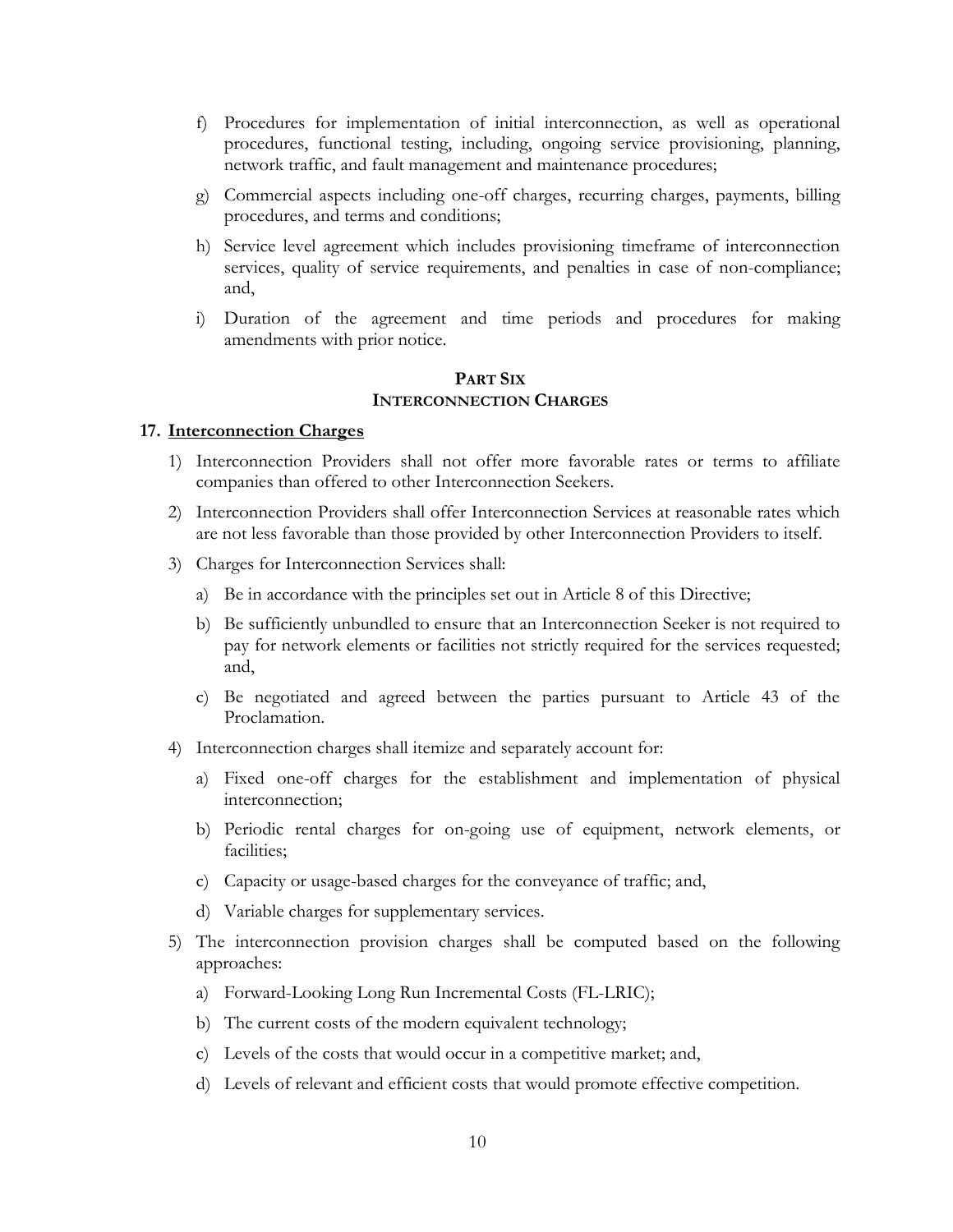f) Procedures for implementation of initial interconnection, as well as operational procedures, functional testing, including, ongoing service provisioning, planning, network traffic, and fault management and maintenance procedures;

g) Commercial aspects including one-off charges, recurring charges, payments, billing procedures, and terms and conditions;

h) Service level agreement which includes provisioning timeframe of interconnection services, quality of service requirements, and penalties in case of non-compliance; and,

i) Duration of the agreement and time periods and procedures for making amendments with prior notice.

## PART SIX
## INTERCONNECTION CHARGES

### 17. Interconnection Charges

1) Interconnection Providers shall not offer more favorable rates or terms to affiliate companies than offered to other Interconnection Seekers.

2) Interconnection Providers shall offer Interconnection Services at reasonable rates which are not less favorable than those provided by other Interconnection Providers to itself.

3) Charges for Interconnection Services shall:

   a) Be in accordance with the principles set out in Article 8 of this Directive;

   b) Be sufficiently unbundled to ensure that an Interconnection Seeker is not required to pay for network elements or facilities not strictly required for the services requested; and,

   c) Be negotiated and agreed between the parties pursuant to Article 43 of the Proclamation.

4) Interconnection charges shall itemize and separately account for:

   a) Fixed one-off charges for the establishment and implementation of physical interconnection;

   b) Periodic rental charges for on-going use of equipment, network elements, or facilities;

   c) Capacity or usage-based charges for the conveyance of traffic; and,

   d) Variable charges for supplementary services.

5) The interconnection provision charges shall be computed based on the following approaches:

   a) Forward-Looking Long Run Incremental Costs (FL-LRIC);

   b) The current costs of the modern equivalent technology;

   c) Levels of the costs that would occur in a competitive market; and,

   d) Levels of relevant and efficient costs that would promote effective competition.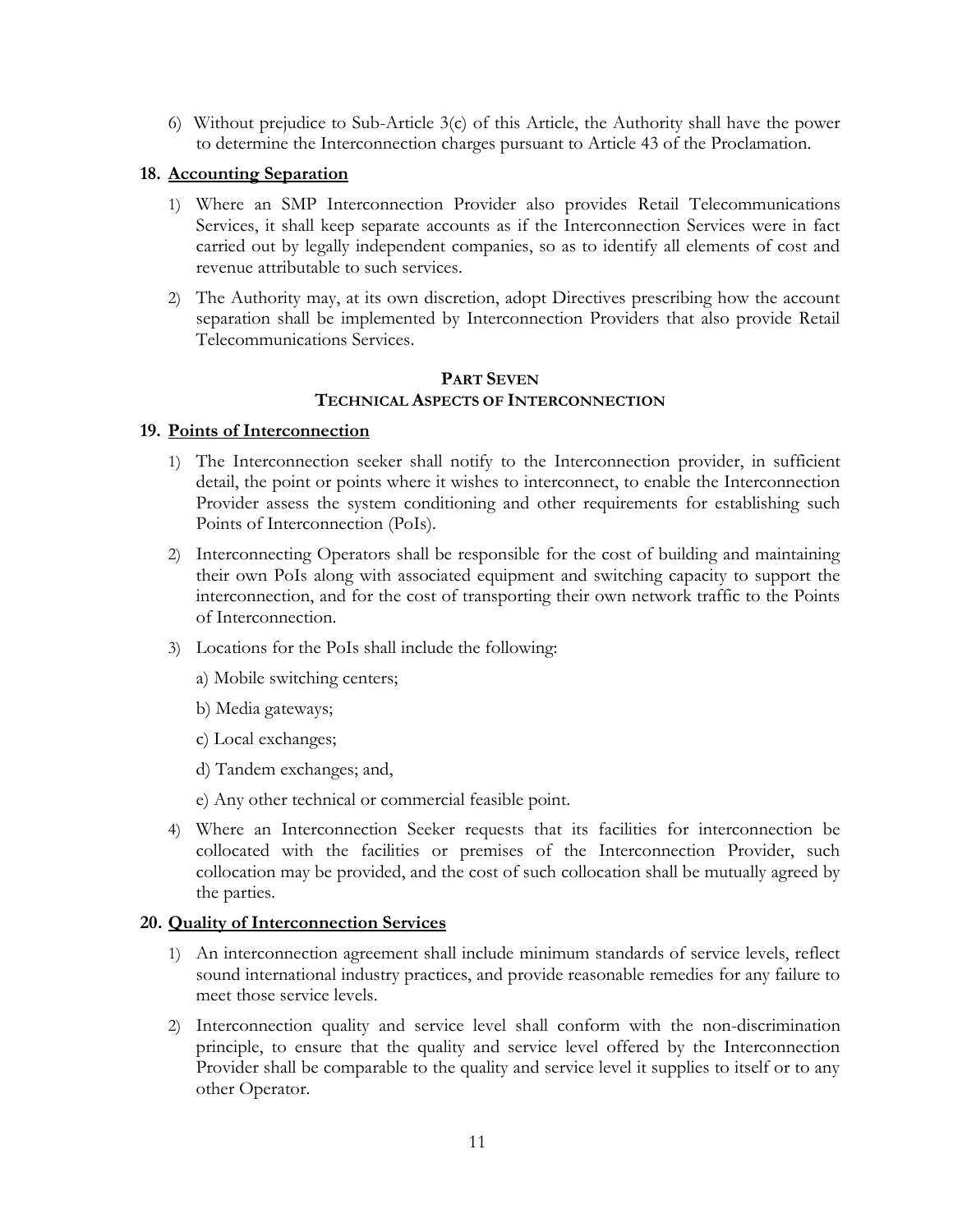6) Without prejudice to Sub-Article 3(c) of this Article, the Authority shall have the power to determine the Interconnection charges pursuant to Article 43 of the Proclamation.

### 18. Accounting Separation

1) Where an SMP Interconnection Provider also provides Retail Telecommunications Services, it shall keep separate accounts as if the Interconnection Services were in fact carried out by legally independent companies, so as to identify all elements of cost and revenue attributable to such services.

2) The Authority may, at its own discretion, adopt Directives prescribing how the account separation shall be implemented by Interconnection Providers that also provide Retail Telecommunications Services.

## PART SEVEN
## TECHNICAL ASPECTS OF INTERCONNECTION

### 19. Points of Interconnection

1) The Interconnection seeker shall notify to the Interconnection provider, in sufficient detail, the point or points where it wishes to interconnect, to enable the Interconnection Provider assess the system conditioning and other requirements for establishing such Points of Interconnection (PoIs).

2) Interconnecting Operators shall be responsible for the cost of building and maintaining their own PoIs along with associated equipment and switching capacity to support the interconnection, and for the cost of transporting their own network traffic to the Points of Interconnection.

3) Locations for the PoIs shall include the following:

   a) Mobile switching centers;

   b) Media gateways;

   c) Local exchanges;

   d) Tandem exchanges; and,

   e) Any other technical or commercial feasible point.

4) Where an Interconnection Seeker requests that its facilities for interconnection be collocated with the facilities or premises of the Interconnection Provider, such collocation may be provided, and the cost of such collocation shall be mutually agreed by the parties.

### 20. Quality of Interconnection Services

1) An interconnection agreement shall include minimum standards of service levels, reflect sound international industry practices, and provide reasonable remedies for any failure to meet those service levels.

2) Interconnection quality and service level shall conform with the non-discrimination principle, to ensure that the quality and service level offered by the Interconnection Provider shall be comparable to the quality and service level it supplies to itself or to any other Operator.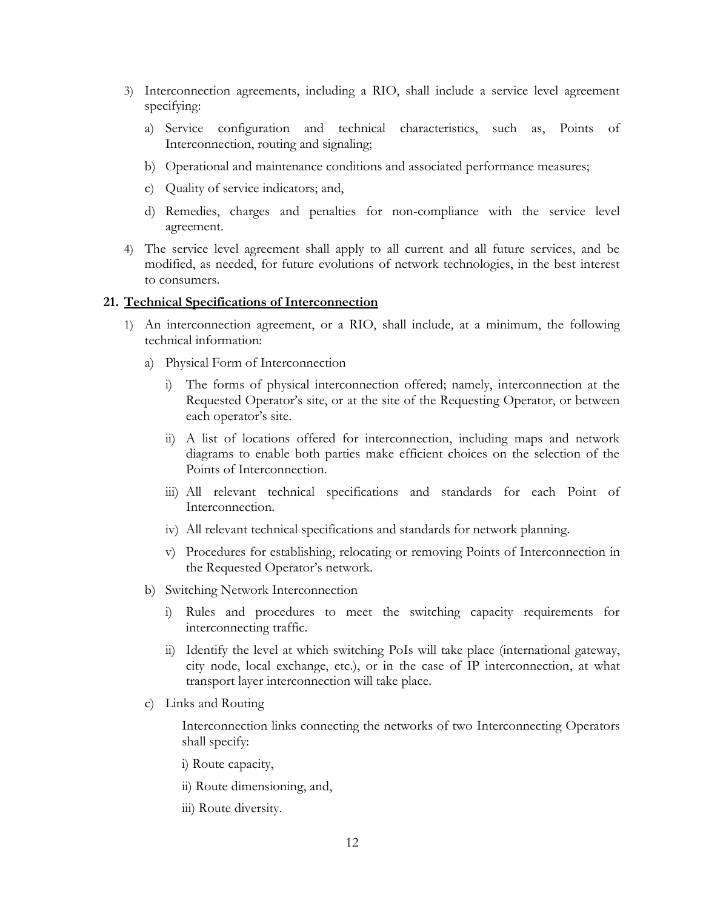3) Interconnection agreements, including a RIO, shall include a service level agreement specifying:

   a) Service configuration and technical characteristics, such as, Points of Interconnection, routing and signaling;

   b) Operational and maintenance conditions and associated performance measures;

   c) Quality of service indicators; and,

   d) Remedies, charges and penalties for non-compliance with the service level agreement.

4) The service level agreement shall apply to all current and all future services, and be modified, as needed, for future evolutions of network technologies, in the best interest to consumers.

## 21. Technical Specifications of Interconnection

1) An interconnection agreement, or a RIO, shall include, at a minimum, the following technical information:

   a) Physical Form of Interconnection

      i) The forms of physical interconnection offered; namely, interconnection at the Requested Operator's site, or at the site of the Requesting Operator, or between each operator's site.

      ii) A list of locations offered for interconnection, including maps and network diagrams to enable both parties make efficient choices on the selection of the Points of Interconnection.

      iii) All relevant technical specifications and standards for each Point of Interconnection.

      iv) All relevant technical specifications and standards for network planning.

      v) Procedures for establishing, relocating or removing Points of Interconnection in the Requested Operator's network.

   b) Switching Network Interconnection

      i) Rules and procedures to meet the switching capacity requirements for interconnecting traffic.

      ii) Identify the level at which switching PoIs will take place (international gateway, city node, local exchange, etc.), or in the case of IP interconnection, at what transport layer interconnection will take place.

   c) Links and Routing

      Interconnection links connecting the networks of two Interconnecting Operators shall specify:

      i) Route capacity,

      ii) Route dimensioning, and,

      iii) Route diversity.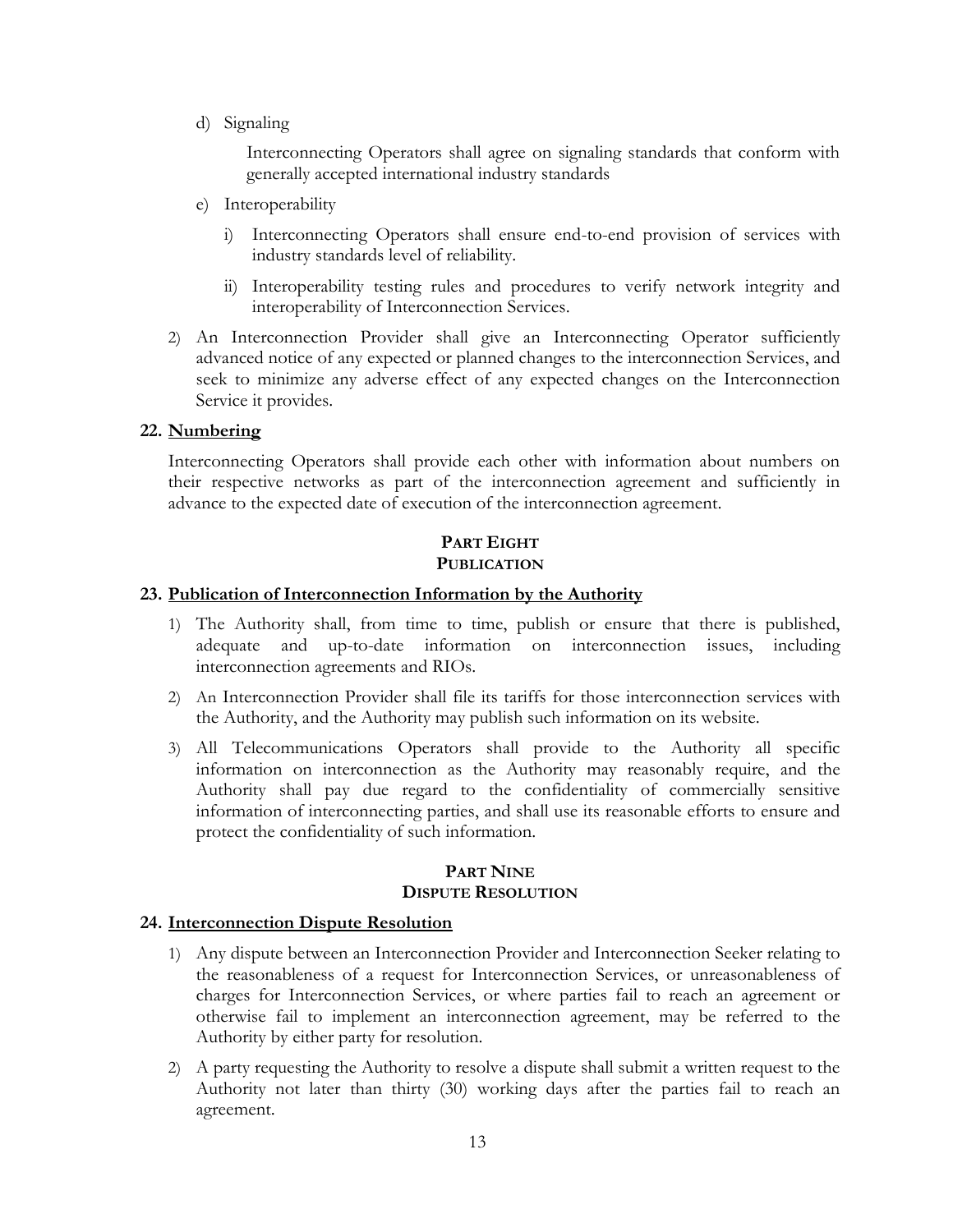d) Signaling

   Interconnecting Operators shall agree on signaling standards that conform with generally accepted international industry standards

e) Interoperability

   i) Interconnecting Operators shall ensure end-to-end provision of services with industry standards level of reliability.

   ii) Interoperability testing rules and procedures to verify network integrity and interoperability of Interconnection Services.

2) An Interconnection Provider shall give an Interconnecting Operator sufficiently advanced notice of any expected or planned changes to the interconnection Services, and seek to minimize any adverse effect of any expected changes on the Interconnection Service it provides.

### 22. Numbering

Interconnecting Operators shall provide each other with information about numbers on their respective networks as part of the interconnection agreement and sufficiently in advance to the expected date of execution of the interconnection agreement.

## PART EIGHT
## PUBLICATION

### 23. Publication of Interconnection Information by the Authority

1) The Authority shall, from time to time, publish or ensure that there is published, adequate and up-to-date information on interconnection issues, including interconnection agreements and RIOs.

2) An Interconnection Provider shall file its tariffs for those interconnection services with the Authority, and the Authority may publish such information on its website.

3) All Telecommunications Operators shall provide to the Authority all specific information on interconnection as the Authority may reasonably require, and the Authority shall pay due regard to the confidentiality of commercially sensitive information of interconnecting parties, and shall use its reasonable efforts to ensure and protect the confidentiality of such information.

## PART NINE
## DISPUTE RESOLUTION

### 24. Interconnection Dispute Resolution

1) Any dispute between an Interconnection Provider and Interconnection Seeker relating to the reasonableness of a request for Interconnection Services, or unreasonableness of charges for Interconnection Services, or where parties fail to reach an agreement or otherwise fail to implement an interconnection agreement, may be referred to the Authority by either party for resolution.

2) A party requesting the Authority to resolve a dispute shall submit a written request to the Authority not later than thirty (30) working days after the parties fail to reach an agreement.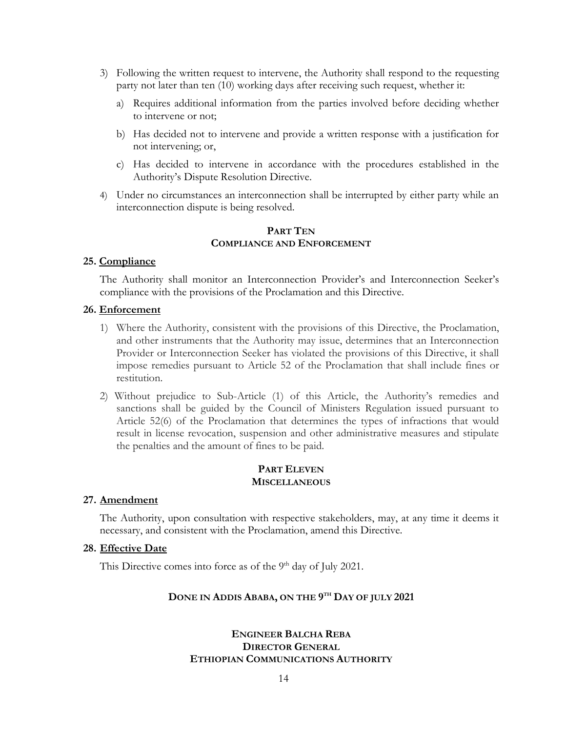3) Following the written request to intervene, the Authority shall respond to the requesting party not later than ten (10) working days after receiving such request, whether it:

   a) Requires additional information from the parties involved before deciding whether to intervene or not;

   b) Has decided not to intervene and provide a written response with a justification for not intervening; or,

   c) Has decided to intervene in accordance with the procedures established in the Authority's Dispute Resolution Directive.

4) Under no circumstances an interconnection shall be interrupted by either party while an interconnection dispute is being resolved.

## PART TEN
## COMPLIANCE AND ENFORCEMENT

### 25. Compliance

The Authority shall monitor an Interconnection Provider's and Interconnection Seeker's compliance with the provisions of the Proclamation and this Directive.

### 26. Enforcement

1) Where the Authority, consistent with the provisions of this Directive, the Proclamation, and other instruments that the Authority may issue, determines that an Interconnection Provider or Interconnection Seeker has violated the provisions of this Directive, it shall impose remedies pursuant to Article 52 of the Proclamation that shall include fines or restitution.

2) Without prejudice to Sub-Article (1) of this Article, the Authority's remedies and sanctions shall be guided by the Council of Ministers Regulation issued pursuant to Article 52(6) of the Proclamation that determines the types of infractions that would result in license revocation, suspension and other administrative measures and stipulate the penalties and the amount of fines to be paid.

## PART ELEVEN
## MISCELLANEOUS

### 27. Amendment

The Authority, upon consultation with respective stakeholders, may, at any time it deems it necessary, and consistent with the Proclamation, amend this Directive.

### 28. Effective Date

This Directive comes into force as of the 9th day of July 2021.

**DONE IN ADDIS ABABA, ON THE 9TH DAY OF JULY 2021**

**ENGINEER BALCHA REBA**
**DIRECTOR GENERAL**
**ETHIOPIAN COMMUNICATIONS AUTHORITY**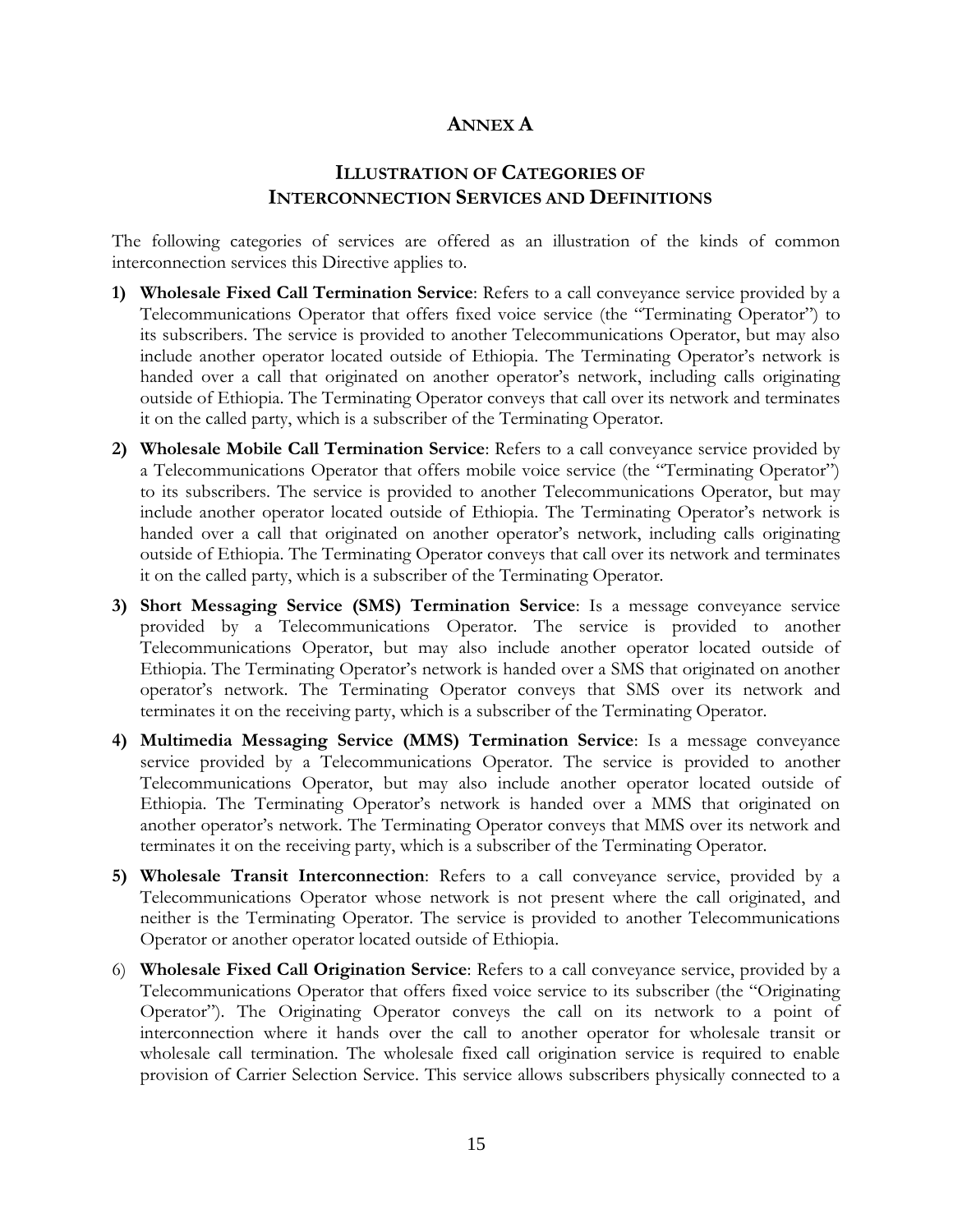# ANNEX A

## ILLUSTRATION OF CATEGORIES OF INTERCONNECTION SERVICES AND DEFINITIONS

The following categories of services are offered as an illustration of the kinds of common interconnection services this Directive applies to.

1) **Wholesale Fixed Call Termination Service**: Refers to a call conveyance service provided by a Telecommunications Operator that offers fixed voice service (the "Terminating Operator") to its subscribers. The service is provided to another Telecommunications Operator, but may also include another operator located outside of Ethiopia. The Terminating Operator's network is handed over a call that originated on another operator's network, including calls originating outside of Ethiopia. The Terminating Operator conveys that call over its network and terminates it on the called party, which is a subscriber of the Terminating Operator.

2) **Wholesale Mobile Call Termination Service**: Refers to a call conveyance service provided by a Telecommunications Operator that offers mobile voice service (the "Terminating Operator") to its subscribers. The service is provided to another Telecommunications Operator, but may include another operator located outside of Ethiopia. The Terminating Operator's network is handed over a call that originated on another operator's network, including calls originating outside of Ethiopia. The Terminating Operator conveys that call over its network and terminates it on the called party, which is a subscriber of the Terminating Operator.

3) **Short Messaging Service (SMS) Termination Service**: Is a message conveyance service provided by a Telecommunications Operator. The service is provided to another Telecommunications Operator, but may also include another operator located outside of Ethiopia. The Terminating Operator's network is handed over a SMS that originated on another operator's network. The Terminating Operator conveys that SMS over its network and terminates it on the receiving party, which is a subscriber of the Terminating Operator.

4) **Multimedia Messaging Service (MMS) Termination Service**: Is a message conveyance service provided by a Telecommunications Operator. The service is provided to another Telecommunications Operator, but may also include another operator located outside of Ethiopia. The Terminating Operator's network is handed over a MMS that originated on another operator's network. The Terminating Operator conveys that MMS over its network and terminates it on the receiving party, which is a subscriber of the Terminating Operator.

5) **Wholesale Transit Interconnection**: Refers to a call conveyance service, provided by a Telecommunications Operator whose network is not present where the call originated, and neither is the Terminating Operator. The service is provided to another Telecommunications Operator or another operator located outside of Ethiopia.

6) **Wholesale Fixed Call Origination Service**: Refers to a call conveyance service, provided by a Telecommunications Operator that offers fixed voice service to its subscriber (the "Originating Operator"). The Originating Operator conveys the call on its network to a point of interconnection where it hands over the call to another operator for wholesale transit or wholesale call termination. The wholesale fixed call origination service is required to enable provision of Carrier Selection Service. This service allows subscribers physically connected to a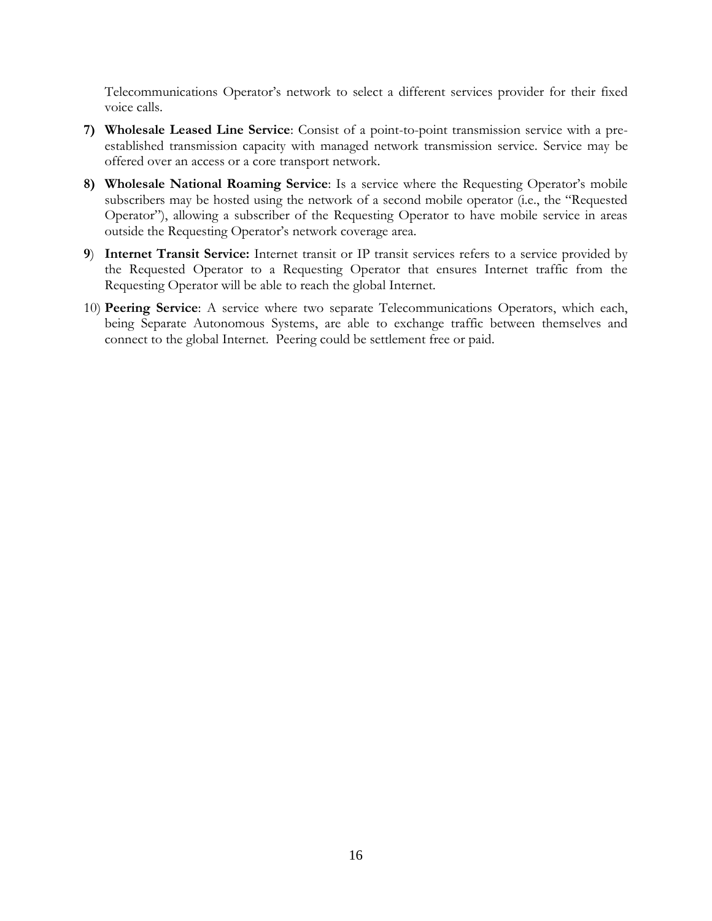Telecommunications Operator's network to select a different services provider for their fixed voice calls.

7) **Wholesale Leased Line Service**: Consist of a point-to-point transmission service with a pre-established transmission capacity with managed network transmission service. Service may be offered over an access or a core transport network.

8) **Wholesale National Roaming Service**: Is a service where the Requesting Operator's mobile subscribers may be hosted using the network of a second mobile operator (i.e., the "Requested Operator"), allowing a subscriber of the Requesting Operator to have mobile service in areas outside the Requesting Operator's network coverage area.

9) **Internet Transit Service:** Internet transit or IP transit services refers to a service provided by the Requested Operator to a Requesting Operator that ensures Internet traffic from the Requesting Operator will be able to reach the global Internet.

10) **Peering Service**: A service where two separate Telecommunications Operators, which each, being Separate Autonomous Systems, are able to exchange traffic between themselves and connect to the global Internet. Peering could be settlement free or paid.